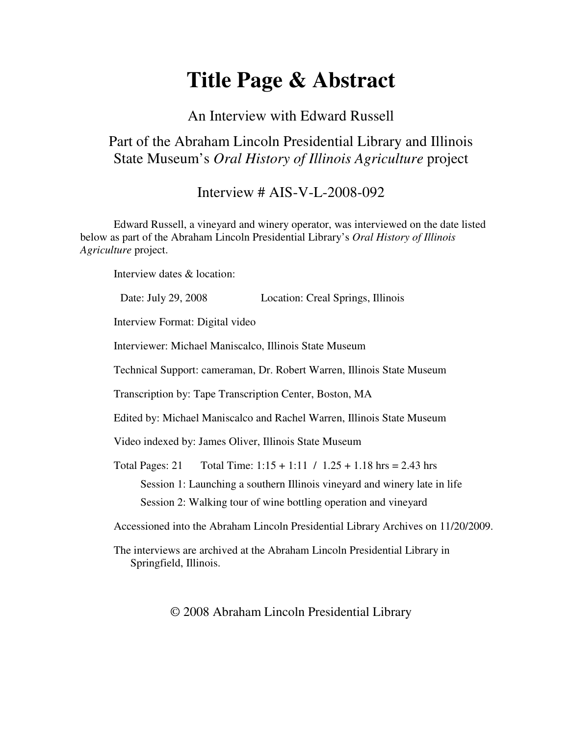# Title Page & Abstract

An Interview with Edward Russell

Part of the Abraham Lincoln Presidential Library and Illinois State Museum's *Oral History of Illinois Agriculture* project

Interview # AIS-V-L-2008-092

Edward Russell, a vineyard and winery operator, was interviewed on the date listed below as part of the Abraham Lincoln Presidential Library's *Oral History of Illinois Agriculture* project.

Interview dates & location:

Date: July 29, 2008 Location: Creal Springs, Illinois

Interview Format: Digital video

Interviewer: Michael Maniscalco, Illinois State Museum

Technical Support: cameraman, Dr. Robert Warren, Illinois State Museum

Transcription by: Tape Transcription Center, Boston, MA

Edited by: Michael Maniscalco and Rachel Warren, Illinois State Museum

Video indexed by: James Oliver, Illinois State Museum

Total Pages: 21 Total Time: 1:15 + 1:11 / 1.25 + 1.18 hrs = 2.43 hrs

Session 1: Launching a southern Illinois vineyard and winery late in life

Session 2: Walking tour of wine bottling operation and vineyard

Accessioned into the Abraham Lincoln Presidential Library Archives on 11/20/2009.

The interviews are archived at the Abraham Lincoln Presidential Library in Springfield, Illinois.

© 2008 Abraham Lincoln Presidential Library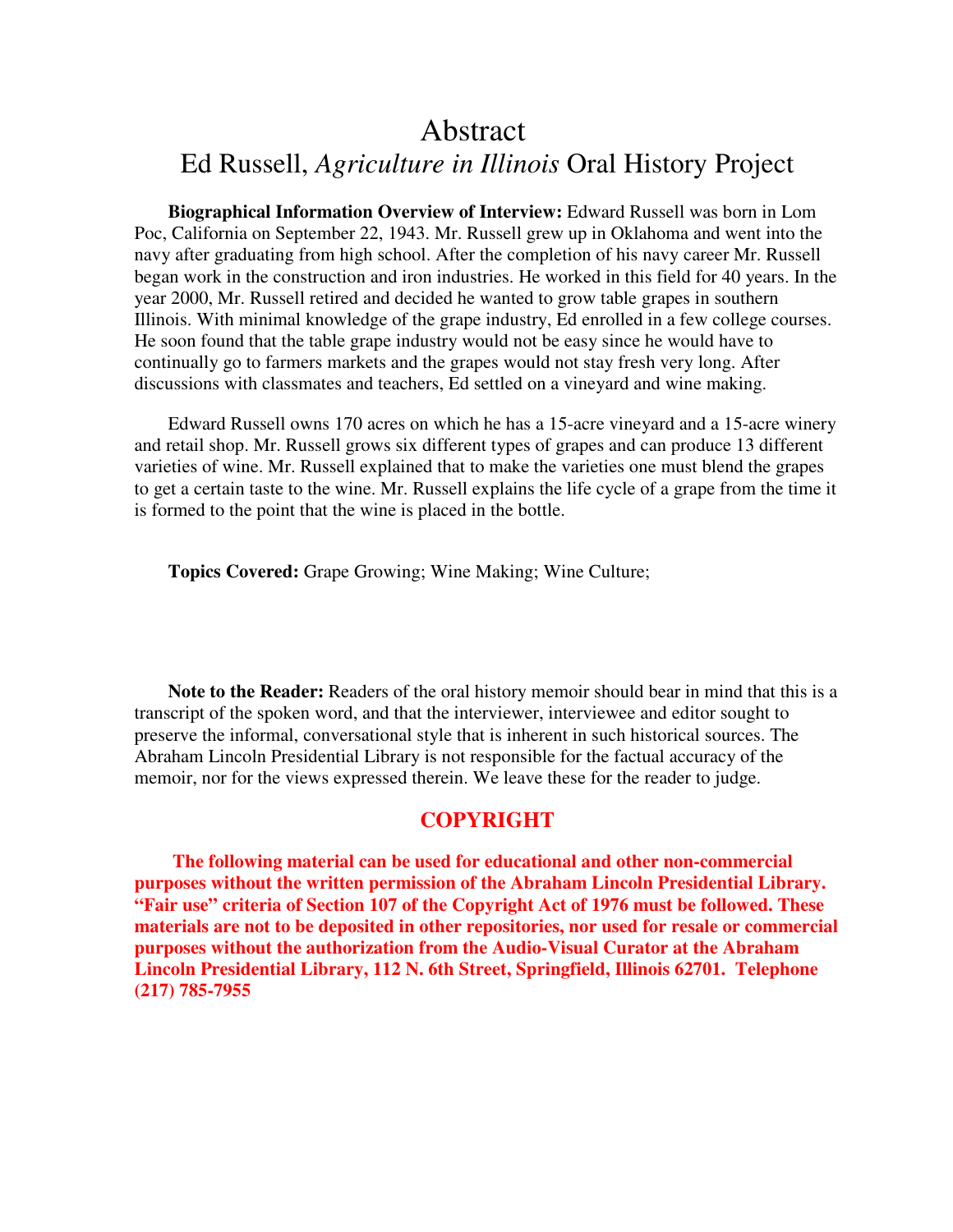# Abstract

## Ed Russell, *Agriculture in Illinois* Oral History Project

**Biographical Information Overview of Interview:** Edward Russell was born in Lom Poc, California on September 22, 1943. Mr. Russell grew up in Oklahoma and went into the navy after graduating from high school. After the completion of his navy career Mr. Russell began work in the construction and iron industries. He worked in this field for 40 years. In the year 2000, Mr. Russell retired and decided he wanted to grow table grapes in southern Illinois. With minimal knowledge of the grape industry, Ed enrolled in a few college courses. He soon found that the table grape industry would not be easy since he would have to continually go to farmers markets and the grapes would not stay fresh very long. After discussions with classmates and teachers, Ed settled on a vineyard and wine making.

Edward Russell owns 170 acres on which he has a 15-acre vineyard and a 15-acre winery and retail shop. Mr. Russell grows six different types of grapes and can produce 13 different varieties of wine. Mr. Russell explained that to make the varieties one must blend the grapes to get a certain taste to the wine. Mr. Russell explains the life cycle of a grape from the time it is formed to the point that the wine is placed in the bottle.

**Topics Covered:** Grape Growing; Wine Making; Wine Culture;

**Note to the Reader:** Readers of the oral history memoir should bear in mind that this is a transcript of the spoken word, and that the interviewer, interviewee and editor sought to preserve the informal, conversational style that is inherent in such historical sources. The Abraham Lincoln Presidential Library is not responsible for the factual accuracy of the memoir, nor for the views expressed therein. We leave these for the reader to judge.

## COPYRIGHT

**The following material can be used for educational and other non-commercial purposes without the written permission of the Abraham Lincoln Presidential Library. "Fair use" criteria of Section 107 of the Copyright Act of 1976 must be followed. These materials are not to be deposited in other repositories, nor used for resale or commercial purposes without the authorization from the Audio-Visual Curator at the Abraham Lincoln Presidential Library, 112 N. 6th Street, Springfield, Illinois 62701. Telephone (217) 785-7955**